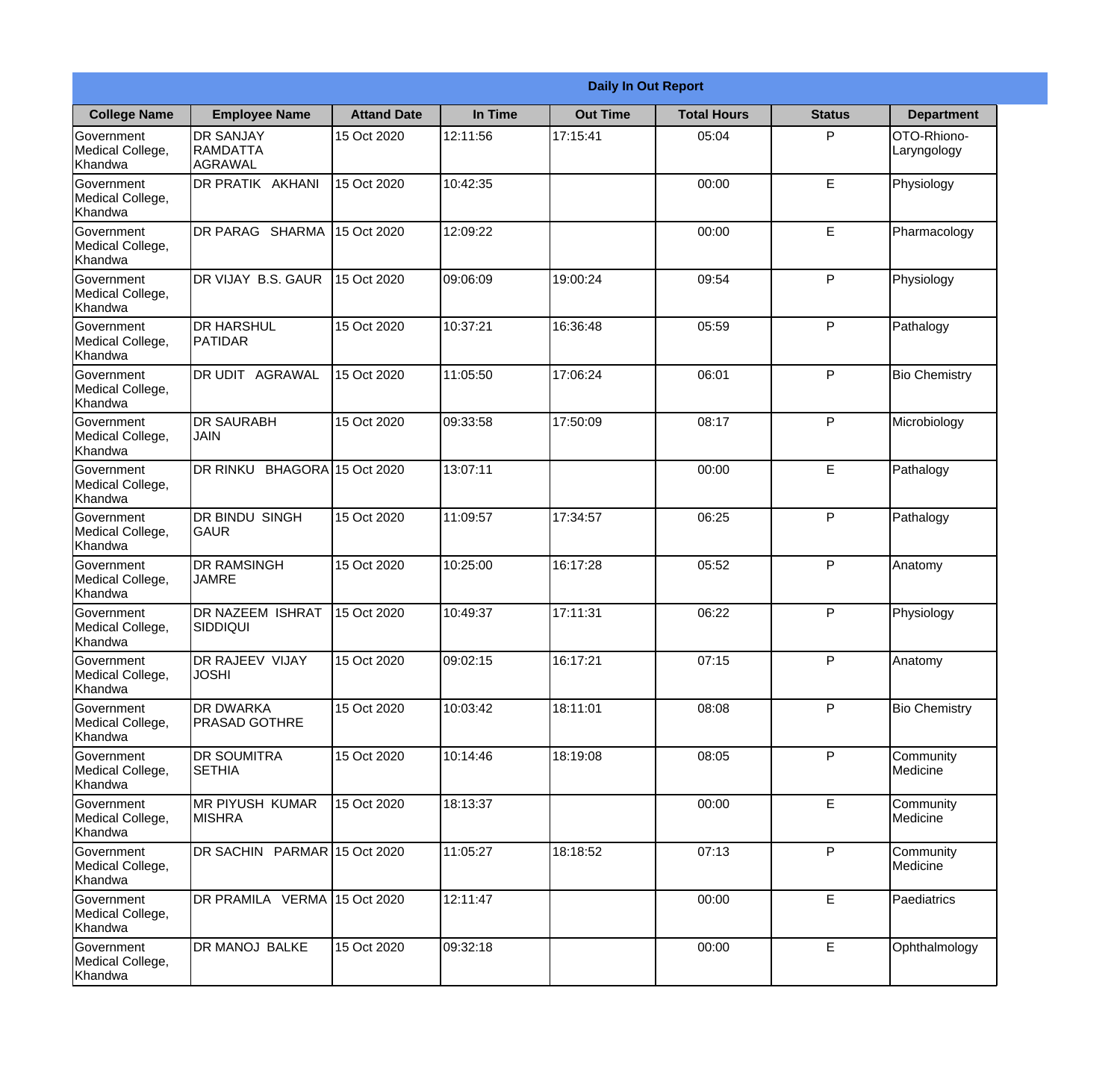**Daily In Out Report**

| College Name | Employee Name | Attand Date | In Time | Out Time | Total Hours | Status | Department |
|---|---|---|---|---|---|---|---|
| Government Medical College, Khandwa | DR SANJAY RAMDATTA AGRAWAL | 15 Oct 2020 | 12:11:56 | 17:15:41 | 05:04 | P | OTO-Rhiono-Laryngology |
| Government Medical College, Khandwa | DR PRATIK AKHANI | 15 Oct 2020 | 10:42:35 | | 00:00 | E | Physiology |
| Government Medical College, Khandwa | DR PARAG SHARMA | 15 Oct 2020 | 12:09:22 | | 00:00 | E | Pharmacology |
| Government Medical College, Khandwa | DR VIJAY B.S. GAUR | 15 Oct 2020 | 09:06:09 | 19:00:24 | 09:54 | P | Physiology |
| Government Medical College, Khandwa | DR HARSHUL PATIDAR | 15 Oct 2020 | 10:37:21 | 16:36:48 | 05:59 | P | Pathalogy |
| Government Medical College, Khandwa | DR UDIT AGRAWAL | 15 Oct 2020 | 11:05:50 | 17:06:24 | 06:01 | P | Bio Chemistry |
| Government Medical College, Khandwa | DR SAURABH JAIN | 15 Oct 2020 | 09:33:58 | 17:50:09 | 08:17 | P | Microbiology |
| Government Medical College, Khandwa | DR RINKU BHAGORA | 15 Oct 2020 | 13:07:11 | | 00:00 | E | Pathalogy |
| Government Medical College, Khandwa | DR BINDU SINGH GAUR | 15 Oct 2020 | 11:09:57 | 17:34:57 | 06:25 | P | Pathalogy |
| Government Medical College, Khandwa | DR RAMSINGH JAMRE | 15 Oct 2020 | 10:25:00 | 16:17:28 | 05:52 | P | Anatomy |
| Government Medical College, Khandwa | DR NAZEEM ISHRAT SIDDIQUI | 15 Oct 2020 | 10:49:37 | 17:11:31 | 06:22 | P | Physiology |
| Government Medical College, Khandwa | DR RAJEEV VIJAY JOSHI | 15 Oct 2020 | 09:02:15 | 16:17:21 | 07:15 | P | Anatomy |
| Government Medical College, Khandwa | DR DWARKA PRASAD GOTHRE | 15 Oct 2020 | 10:03:42 | 18:11:01 | 08:08 | P | Bio Chemistry |
| Government Medical College, Khandwa | DR SOUMITRA SETHIA | 15 Oct 2020 | 10:14:46 | 18:19:08 | 08:05 | P | Community Medicine |
| Government Medical College, Khandwa | MR PIYUSH KUMAR MISHRA | 15 Oct 2020 | 18:13:37 | | 00:00 | E | Community Medicine |
| Government Medical College, Khandwa | DR SACHIN PARMAR | 15 Oct 2020 | 11:05:27 | 18:18:52 | 07:13 | P | Community Medicine |
| Government Medical College, Khandwa | DR PRAMILA VERMA | 15 Oct 2020 | 12:11:47 | | 00:00 | E | Paediatrics |
| Government Medical College, Khandwa | DR MANOJ BALKE | 15 Oct 2020 | 09:32:18 | | 00:00 | E | Ophthalmology |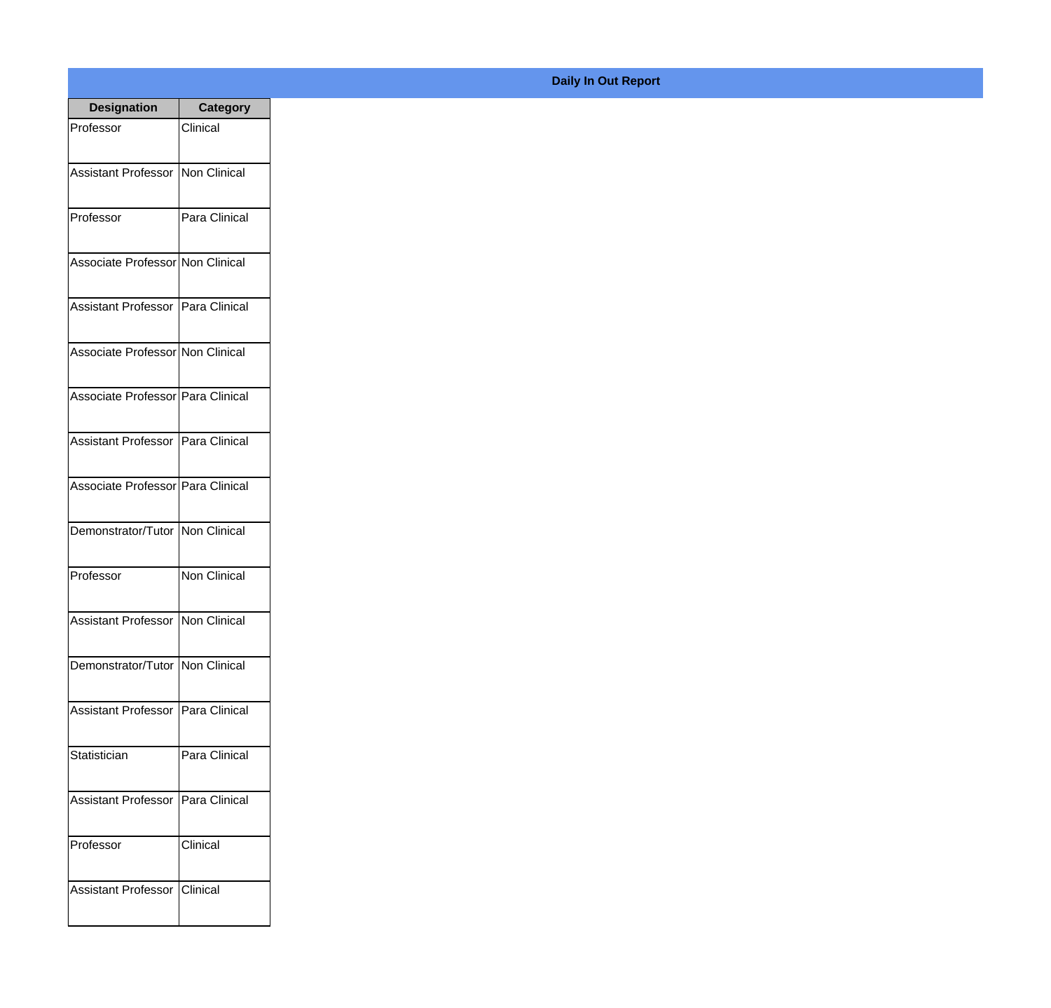## Daily In Out Report

| Designation | Category |
|---|---|
| Professor | Clinical |
| Assistant Professor | Non Clinical |
| Professor | Para Clinical |
| Associate Professor | Non Clinical |
| Assistant Professor | Para Clinical |
| Associate Professor | Non Clinical |
| Associate Professor | Para Clinical |
| Assistant Professor | Para Clinical |
| Associate Professor | Para Clinical |
| Demonstrator/Tutor | Non Clinical |
| Professor | Non Clinical |
| Assistant Professor | Non Clinical |
| Demonstrator/Tutor | Non Clinical |
| Assistant Professor | Para Clinical |
| Statistician | Para Clinical |
| Assistant Professor | Para Clinical |
| Professor | Clinical |
| Assistant Professor | Clinical |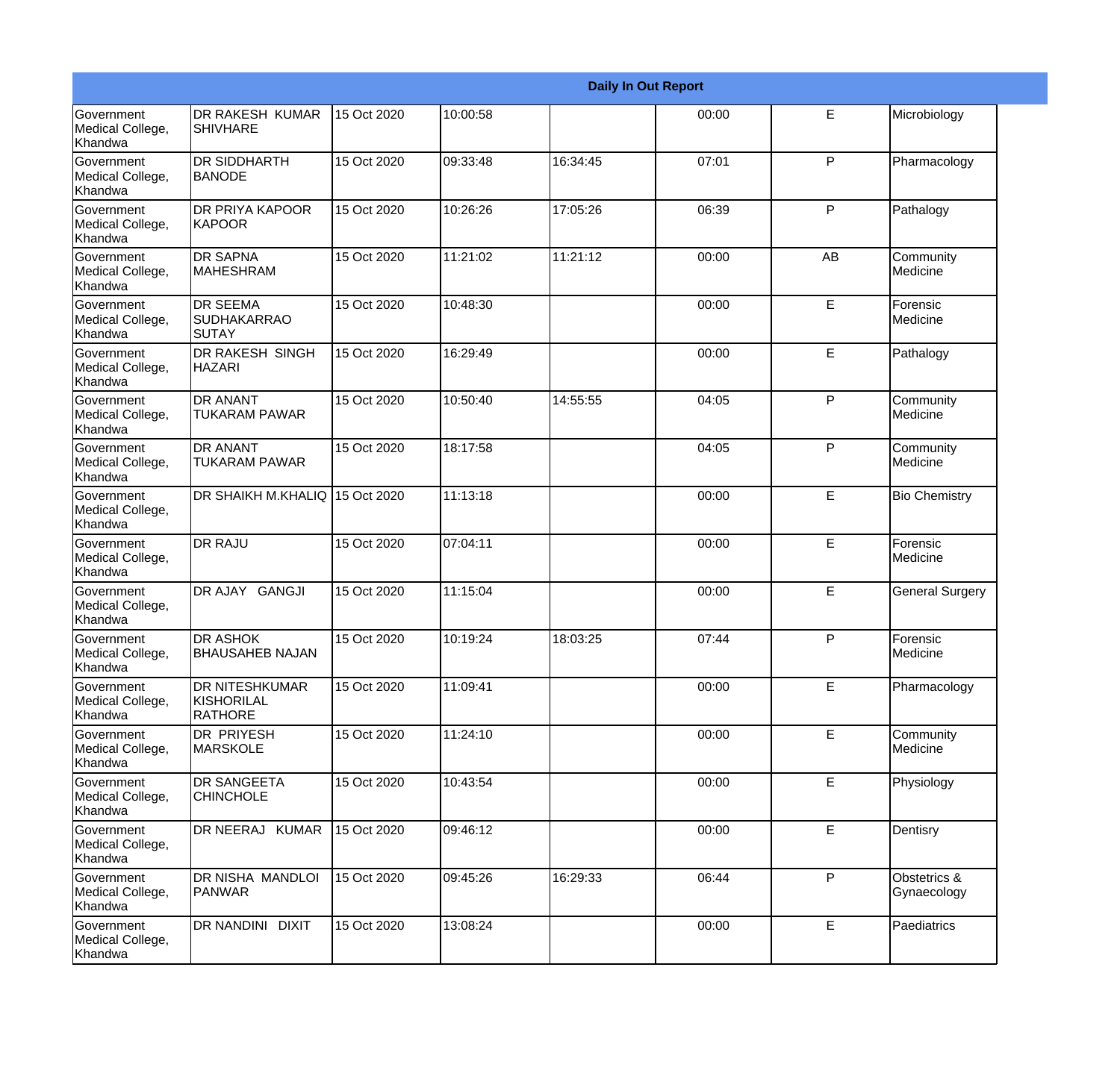| Daily In Out Report | | | | | | | |
|---|---|---|---|---|---|---|---|
| Government Medical College, Khandwa | DR RAKESH KUMAR SHIVHARE | 15 Oct 2020 | 10:00:58 | | 00:00 | E | Microbiology |
| Government Medical College, Khandwa | DR SIDDHARTH BANODE | 15 Oct 2020 | 09:33:48 | 16:34:45 | 07:01 | P | Pharmacology |
| Government Medical College, Khandwa | DR PRIYA KAPOOR KAPOOR | 15 Oct 2020 | 10:26:26 | 17:05:26 | 06:39 | P | Pathalogy |
| Government Medical College, Khandwa | DR SAPNA MAHESHRAM | 15 Oct 2020 | 11:21:02 | 11:21:12 | 00:00 | AB | Community Medicine |
| Government Medical College, Khandwa | DR SEEMA SUDHAKARRAO SUTAY | 15 Oct 2020 | 10:48:30 | | 00:00 | E | Forensic Medicine |
| Government Medical College, Khandwa | DR RAKESH SINGH HAZARI | 15 Oct 2020 | 16:29:49 | | 00:00 | E | Pathalogy |
| Government Medical College, Khandwa | DR ANANT TUKARAM PAWAR | 15 Oct 2020 | 10:50:40 | 14:55:55 | 04:05 | P | Community Medicine |
| Government Medical College, Khandwa | DR ANANT TUKARAM PAWAR | 15 Oct 2020 | 18:17:58 | | 04:05 | P | Community Medicine |
| Government Medical College, Khandwa | DR SHAIKH M.KHALIQ | 15 Oct 2020 | 11:13:18 | | 00:00 | E | Bio Chemistry |
| Government Medical College, Khandwa | DR RAJU | 15 Oct 2020 | 07:04:11 | | 00:00 | E | Forensic Medicine |
| Government Medical College, Khandwa | DR AJAY GANGJI | 15 Oct 2020 | 11:15:04 | | 00:00 | E | General Surgery |
| Government Medical College, Khandwa | DR ASHOK BHAUSAHEB NAJAN | 15 Oct 2020 | 10:19:24 | 18:03:25 | 07:44 | P | Forensic Medicine |
| Government Medical College, Khandwa | DR NITESHKUMAR KISHORILAL RATHORE | 15 Oct 2020 | 11:09:41 | | 00:00 | E | Pharmacology |
| Government Medical College, Khandwa | DR PRIYESH MARSKOLE | 15 Oct 2020 | 11:24:10 | | 00:00 | E | Community Medicine |
| Government Medical College, Khandwa | DR SANGEETA CHINCHOLE | 15 Oct 2020 | 10:43:54 | | 00:00 | E | Physiology |
| Government Medical College, Khandwa | DR NEERAJ KUMAR | 15 Oct 2020 | 09:46:12 | | 00:00 | E | Dentisry |
| Government Medical College, Khandwa | DR NISHA MANDLOI PANWAR | 15 Oct 2020 | 09:45:26 | 16:29:33 | 06:44 | P | Obstetrics & Gynaecology |
| Government Medical College, Khandwa | DR NANDINI DIXIT | 15 Oct 2020 | 13:08:24 | | 00:00 | E | Paediatrics |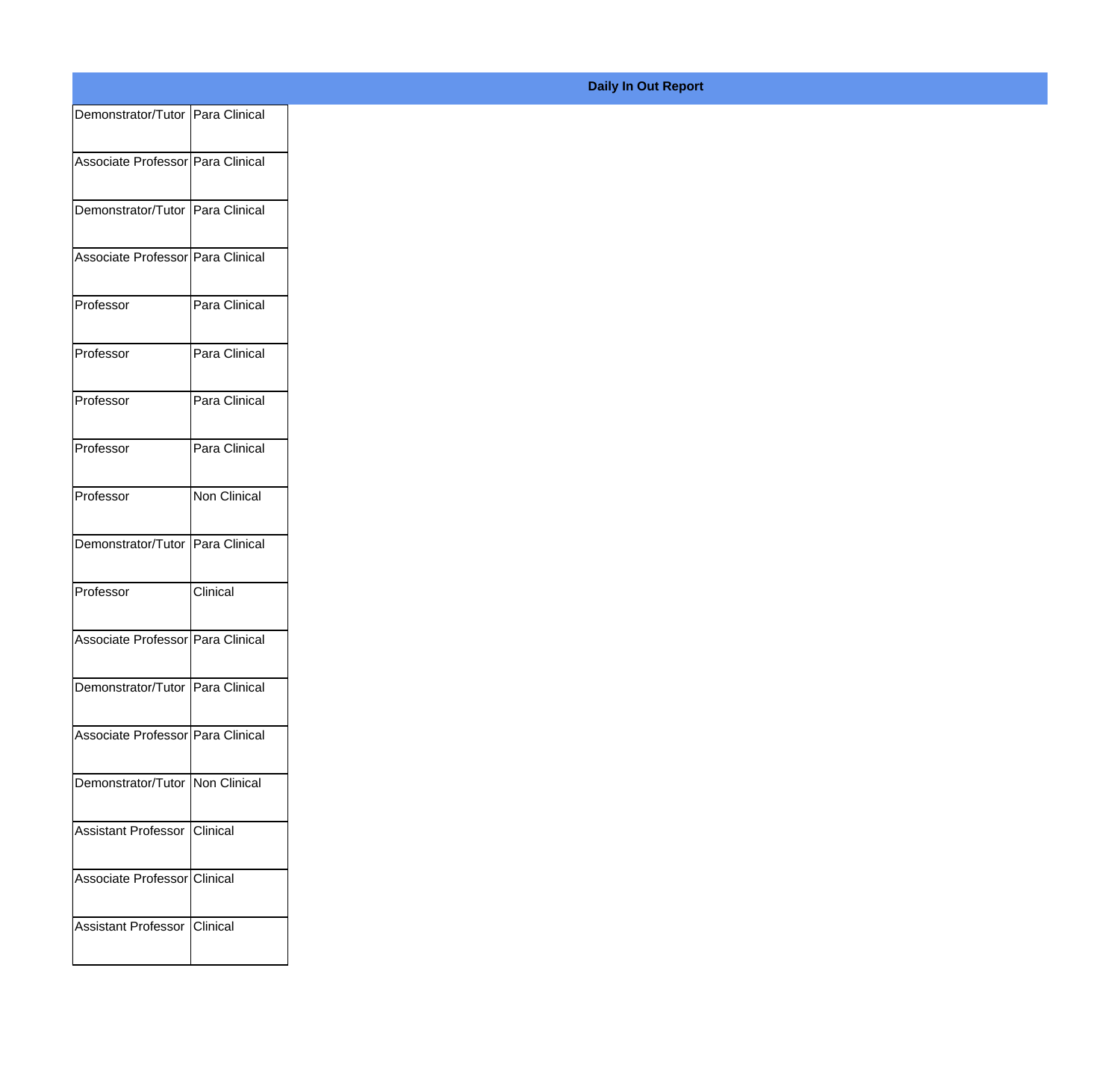**Daily In Out Report**

| | |
|---|---|
| Demonstrator/Tutor | Para Clinical |
| Associate Professor | Para Clinical |
| Demonstrator/Tutor | Para Clinical |
| Associate Professor | Para Clinical |
| Professor | Para Clinical |
| Professor | Para Clinical |
| Professor | Para Clinical |
| Professor | Para Clinical |
| Professor | Non Clinical |
| Demonstrator/Tutor | Para Clinical |
| Professor | Clinical |
| Associate Professor | Para Clinical |
| Demonstrator/Tutor | Para Clinical |
| Associate Professor | Para Clinical |
| Demonstrator/Tutor | Non Clinical |
| Assistant Professor | Clinical |
| Associate Professor | Clinical |
| Assistant Professor | Clinical |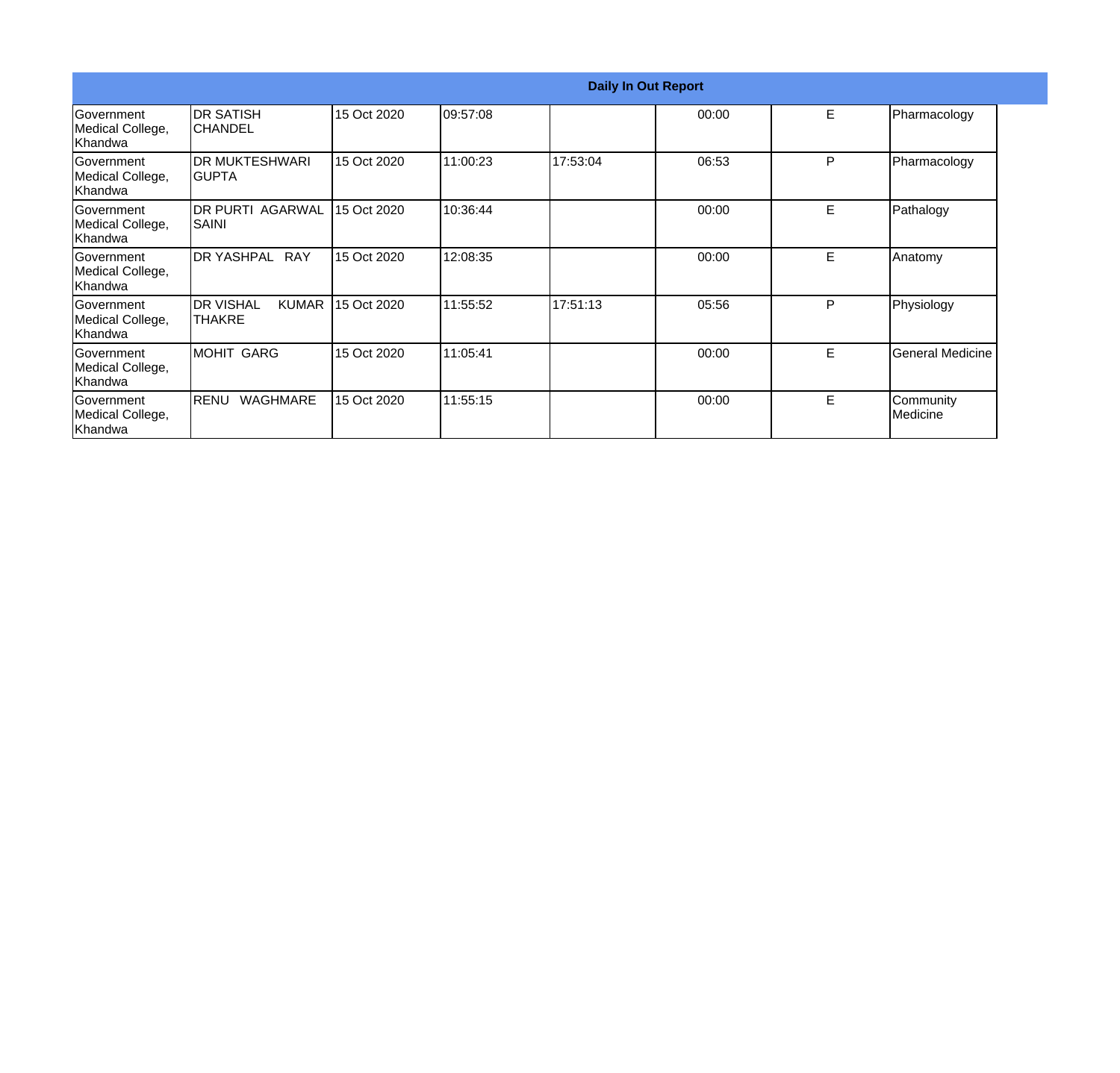| Daily In Out Report | | | | | | | |
|---|---|---|---|---|---|---|---|
| Government Medical College, Khandwa | DR SATISH CHANDEL | 15 Oct 2020 | 09:57:08 | | 00:00 | E | Pharmacology |
| Government Medical College, Khandwa | DR MUKTESHWARI GUPTA | 15 Oct 2020 | 11:00:23 | 17:53:04 | 06:53 | P | Pharmacology |
| Government Medical College, Khandwa | DR PURTI AGARWAL SAINI | 15 Oct 2020 | 10:36:44 | | 00:00 | E | Pathalogy |
| Government Medical College, Khandwa | DR YASHPAL RAY | 15 Oct 2020 | 12:08:35 | | 00:00 | E | Anatomy |
| Government Medical College, Khandwa | DR VISHAL KUMAR THAKRE | 15 Oct 2020 | 11:55:52 | 17:51:13 | 05:56 | P | Physiology |
| Government Medical College, Khandwa | MOHIT GARG | 15 Oct 2020 | 11:05:41 | | 00:00 | E | General Medicine |
| Government Medical College, Khandwa | RENU WAGHMARE | 15 Oct 2020 | 11:55:15 | | 00:00 | E | Community Medicine |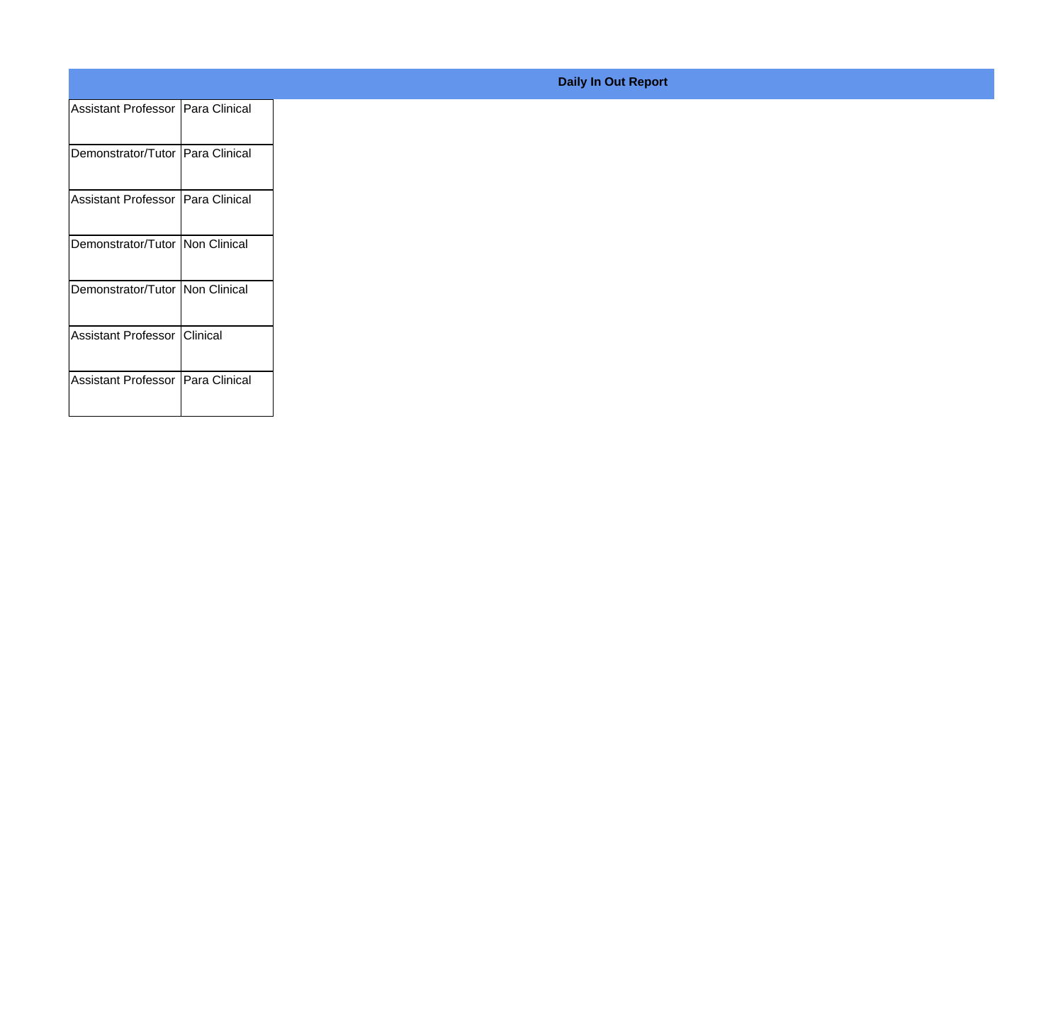**Daily In Out Report**

| | |
|---|---|
| Assistant Professor | Para Clinical |
| Demonstrator/Tutor | Para Clinical |
| Assistant Professor | Para Clinical |
| Demonstrator/Tutor | Non Clinical |
| Demonstrator/Tutor | Non Clinical |
| Assistant Professor | Clinical |
| Assistant Professor | Para Clinical |